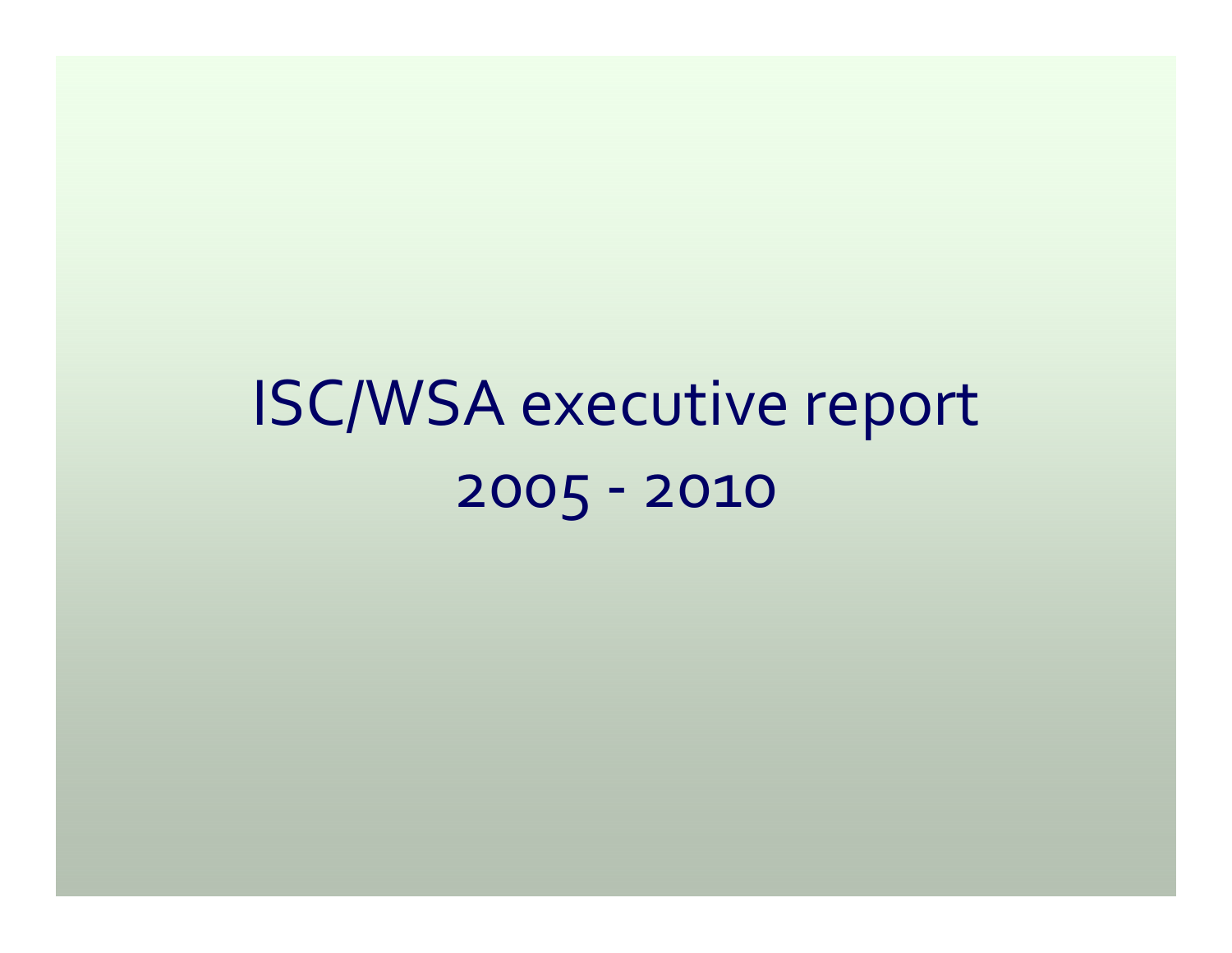# ISC/WSA executive report 2005 - 2010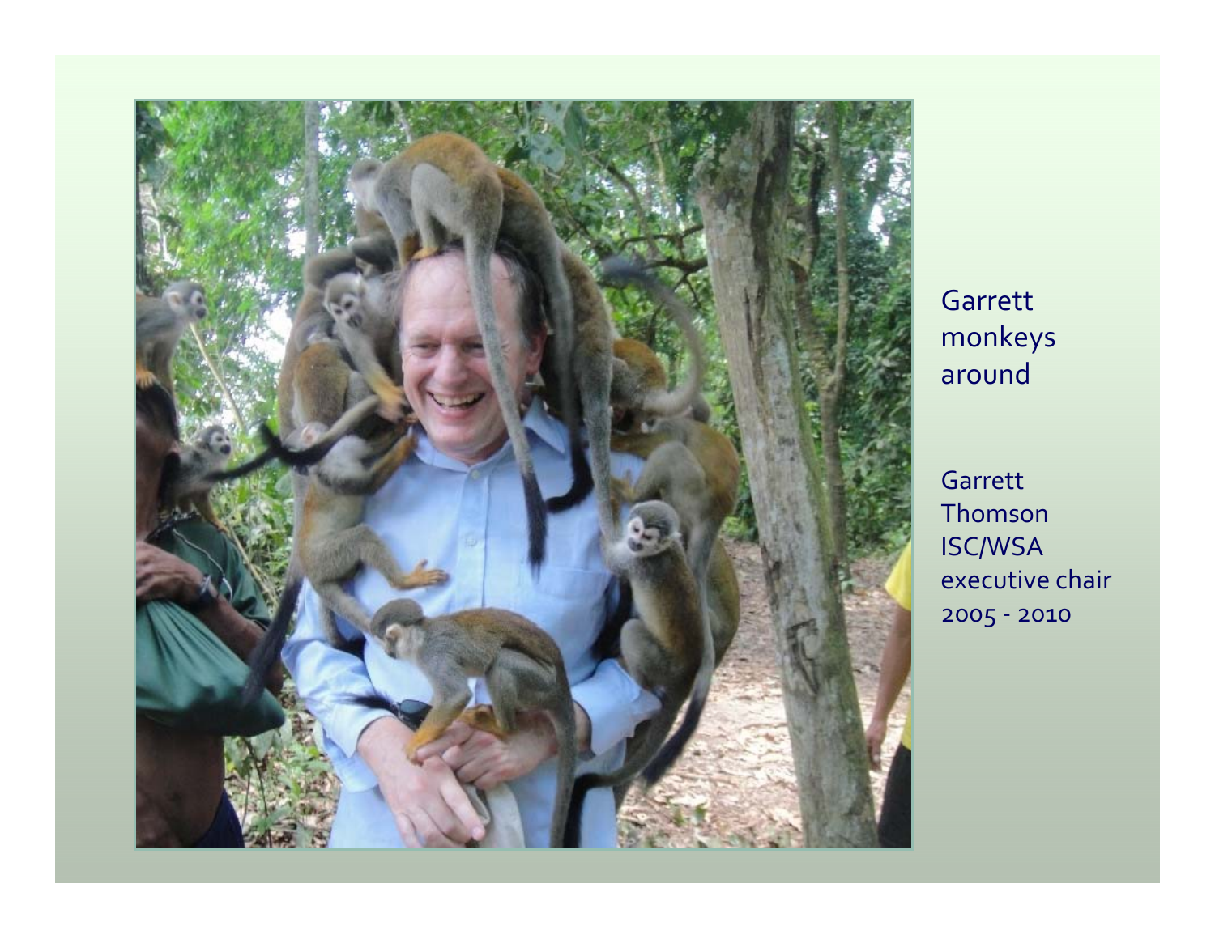Garrett monkeys around

Garrett Thomson ISC/WSA executive chair 2005 - 2010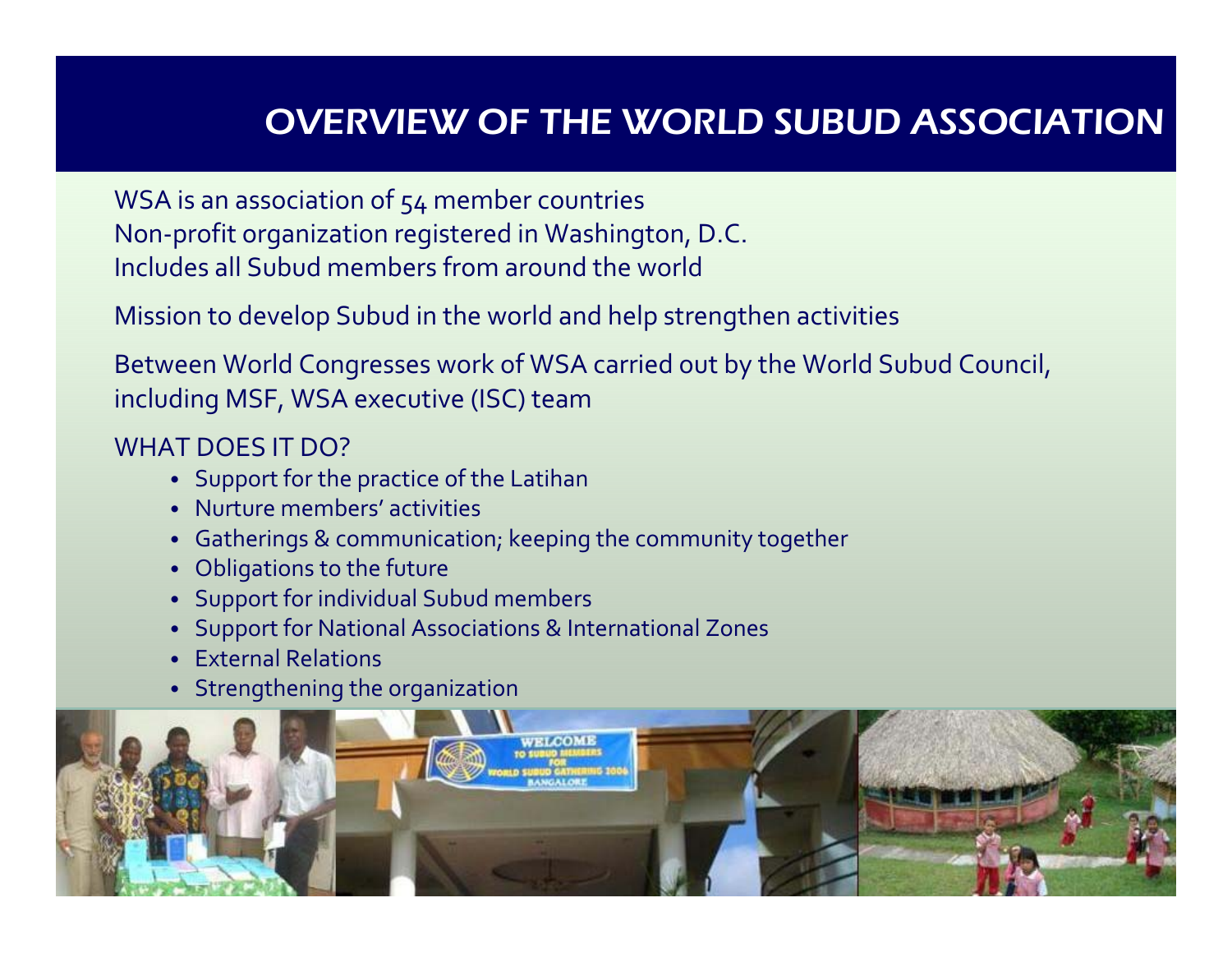# OVERVIEW OF THE WORLD SUBUD ASSOCIATION

WSA is an association of 54 member countries
Non-profit organization registered in Washington, D.C.
Includes all Subud members from around the world

Mission to develop Subud in the world and help strengthen activities

Between World Congresses work of WSA carried out by the World Subud Council, including MSF, WSA executive (ISC) team

WHAT DOES IT DO?

- Support for the practice of the Latihan
- Nurture members' activities
- Gatherings & communication; keeping the community together
- Obligations to the future
- Support for individual Subud members
- Support for National Associations & International Zones
- External Relations
- Strengthening the organization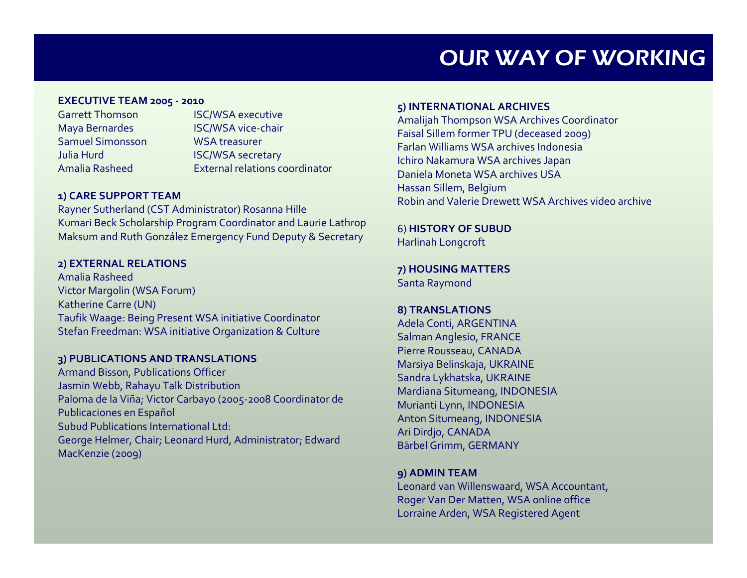# OUR WAY OF WORKING

**EXECUTIVE TEAM 2005 - 2010**

| | |
|---|---|
| Garrett Thomson | ISC/WSA executive |
| Maya Bernardes | ISC/WSA vice-chair |
| Samuel Simonsson | WSA treasurer |
| Julia Hurd | ISC/WSA secretary |
| Amalia Rasheed | External relations coordinator |

**1) CARE SUPPORT TEAM**

Rayner Sutherland (CST Administrator) Rosanna Hille
Kumari Beck Scholarship Program Coordinator and Laurie Lathrop
Maksum and Ruth González Emergency Fund Deputy & Secretary

**2) EXTERNAL RELATIONS**

Amalia Rasheed
Victor Margolin (WSA Forum)
Katherine Carre (UN)
Taufik Waage: Being Present WSA initiative Coordinator
Stefan Freedman: WSA initiative Organization & Culture

**3) PUBLICATIONS AND TRANSLATIONS**

Armand Bisson, Publications Officer
Jasmin Webb, Rahayu Talk Distribution
Paloma de la Viña; Victor Carbayo (2005-2008 Coordinator de Publicaciones en Español
Subud Publications International Ltd:
George Helmer, Chair; Leonard Hurd, Administrator; Edward MacKenzie (2009)

**5) INTERNATIONAL ARCHIVES**

Amalijah Thompson WSA Archives Coordinator
Faisal Sillem former TPU (deceased 2009)
Farlan Williams WSA archives Indonesia
Ichiro Nakamura WSA archives Japan
Daniela Moneta WSA archives USA
Hassan Sillem, Belgium
Robin and Valerie Drewett WSA Archives video archive

6) **HISTORY OF SUBUD**

Harlinah Longcroft

**7) HOUSING MATTERS**

Santa Raymond

**8) TRANSLATIONS**

Adela Conti, ARGENTINA
Salman Anglesio, FRANCE
Pierre Rousseau, CANADA
Marsiya Belinskaja, UKRAINE
Sandra Lykhatska, UKRAINE
Mardiana Situmeang, INDONESIA
Murianti Lynn, INDONESIA
Anton Situmeang, INDONESIA
Ari Dirdjo, CANADA
Bärbel Grimm, GERMANY

**9) ADMIN TEAM**

Leonard van Willenswaard, WSA Accountant,
Roger Van Der Matten, WSA online office
Lorraine Arden, WSA Registered Agent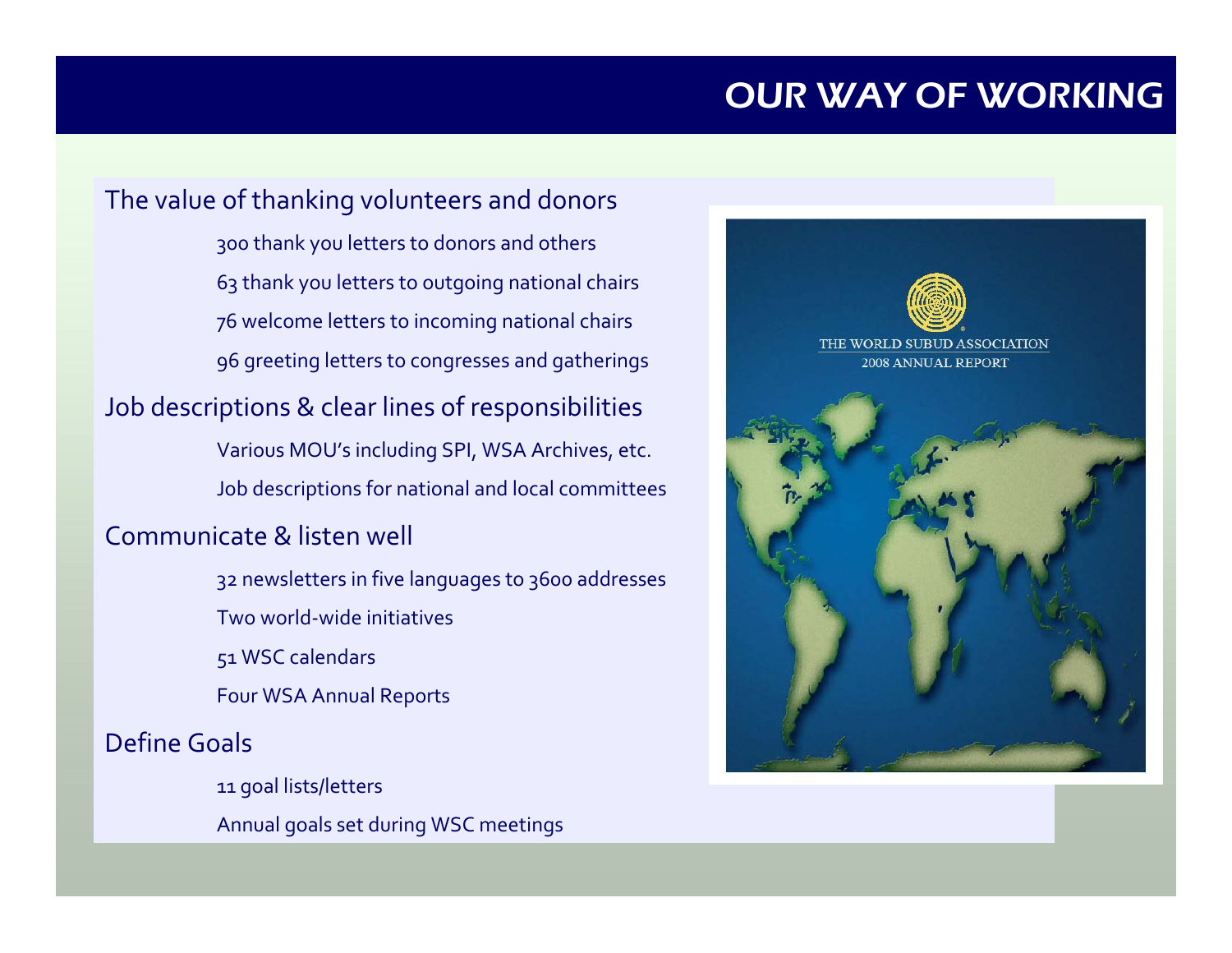# OUR WAY OF WORKING

## The value of thanking volunteers and donors

- 300 thank you letters to donors and others
- 63 thank you letters to outgoing national chairs
- 76 welcome letters to incoming national chairs
- 96 greeting letters to congresses and gatherings

## Job descriptions & clear lines of responsibilities

- Various MOU's including SPI, WSA Archives, etc.
- Job descriptions for national and local committees

## Communicate & listen well

- 32 newsletters in five languages to 3600 addresses
- Two world-wide initiatives
- 51 WSC calendars
- Four WSA Annual Reports

## Define Goals

- 11 goal lists/letters
- Annual goals set during WSC meetings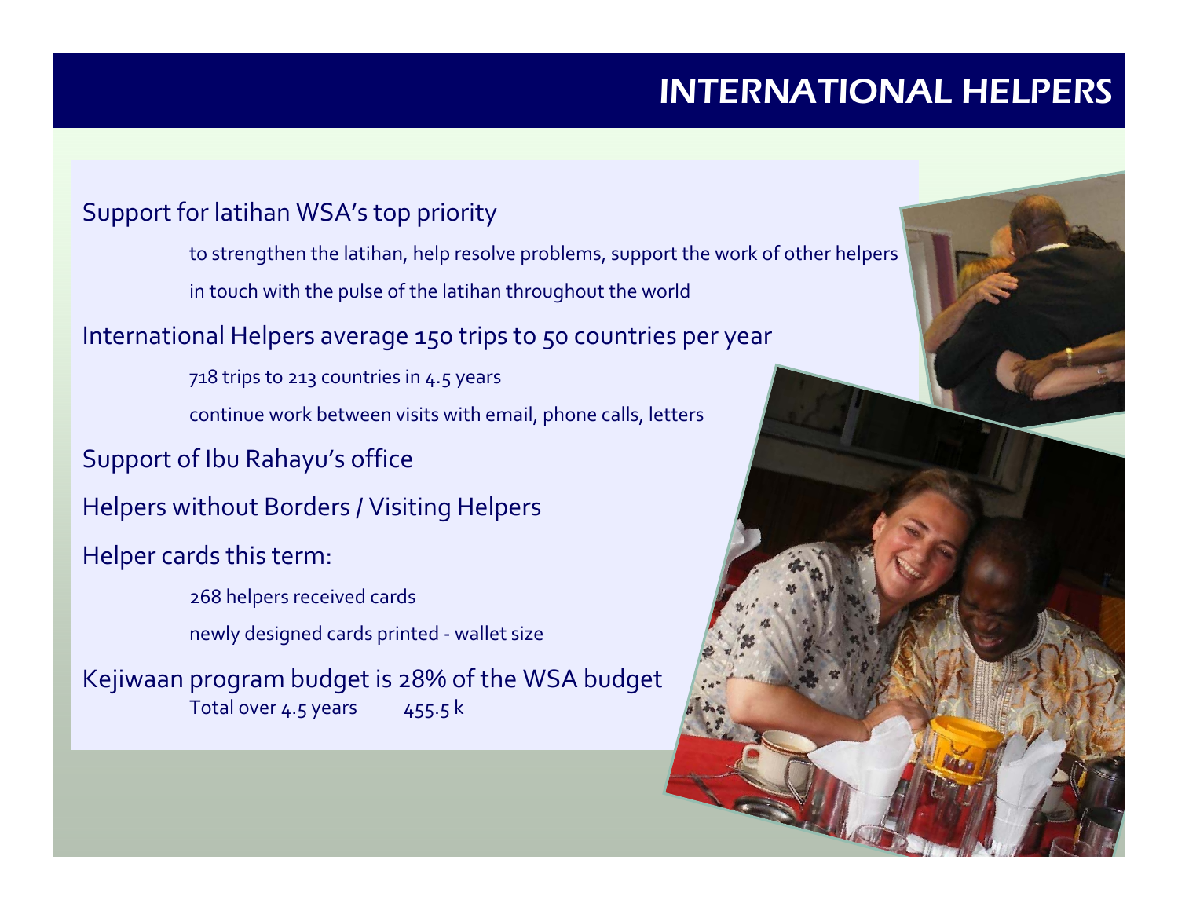# INTERNATIONAL HELPERS

Support for latihan WSA's top priority

- to strengthen the latihan, help resolve problems, support the work of other helpers
- in touch with the pulse of the latihan throughout the world

International Helpers average 150 trips to 50 countries per year

- 718 trips to 213 countries in 4.5 years
- continue work between visits with email, phone calls, letters

Support of Ibu Rahayu's office

Helpers without Borders / Visiting Helpers

Helper cards this term:

- 268 helpers received cards
- newly designed cards printed - wallet size

Kejiwaan program budget is 28% of the WSA budget

Total over 4.5 years 455.5 k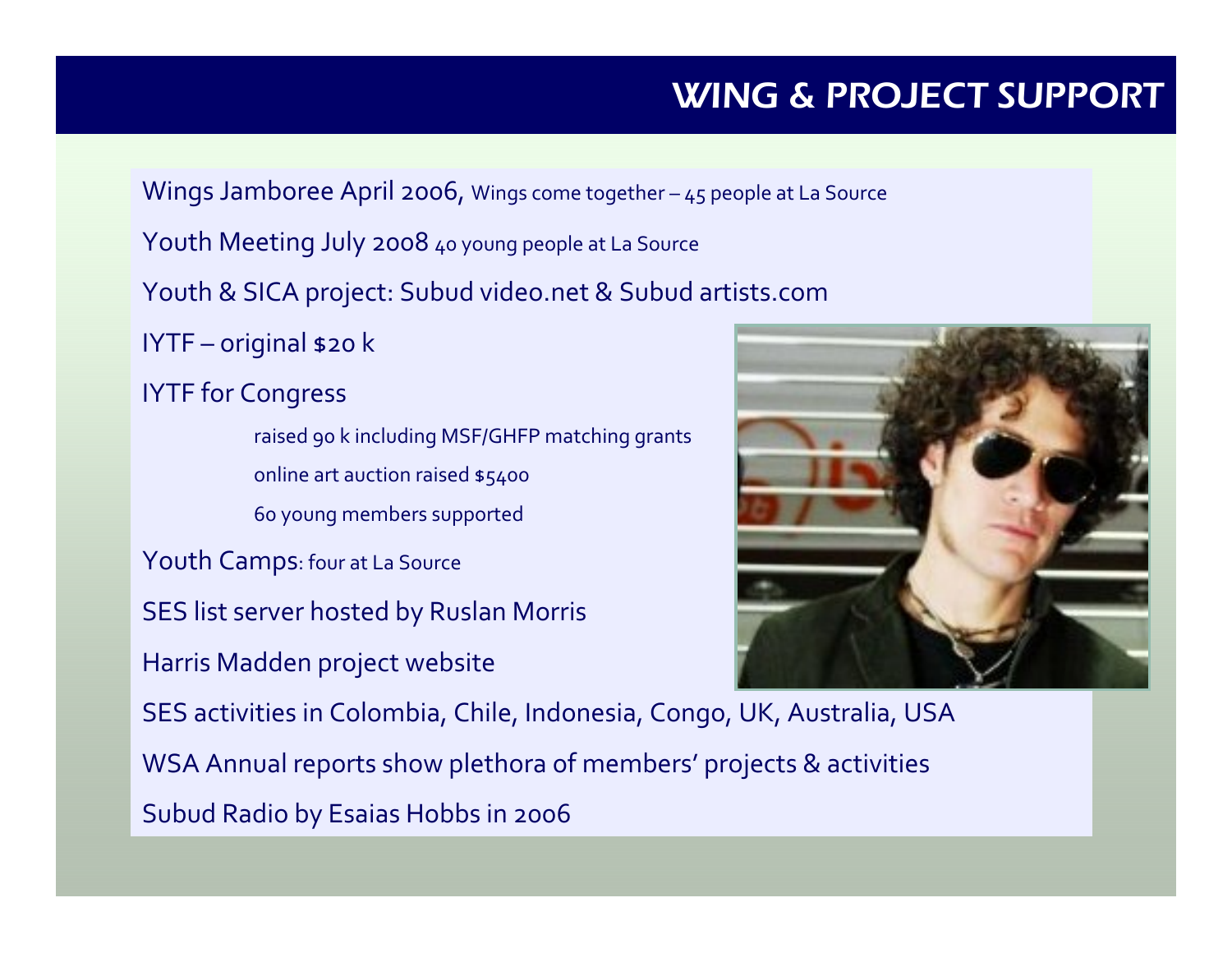# WING & PROJECT SUPPORT

Wings Jamboree April 2006, Wings come together – 45 people at La Source

Youth Meeting July 2008 40 young people at La Source

Youth & SICA project: Subud video.net & Subud artists.com

IYTF – original $20 k

IYTF for Congress

- raised 90 k including MSF/GHFP matching grants
- online art auction raised $5400
- 60 young members supported

Youth Camps: four at La Source

SES list server hosted by Ruslan Morris

Harris Madden project website

SES activities in Colombia, Chile, Indonesia, Congo, UK, Australia, USA

WSA Annual reports show plethora of members' projects & activities

Subud Radio by Esaias Hobbs in 2006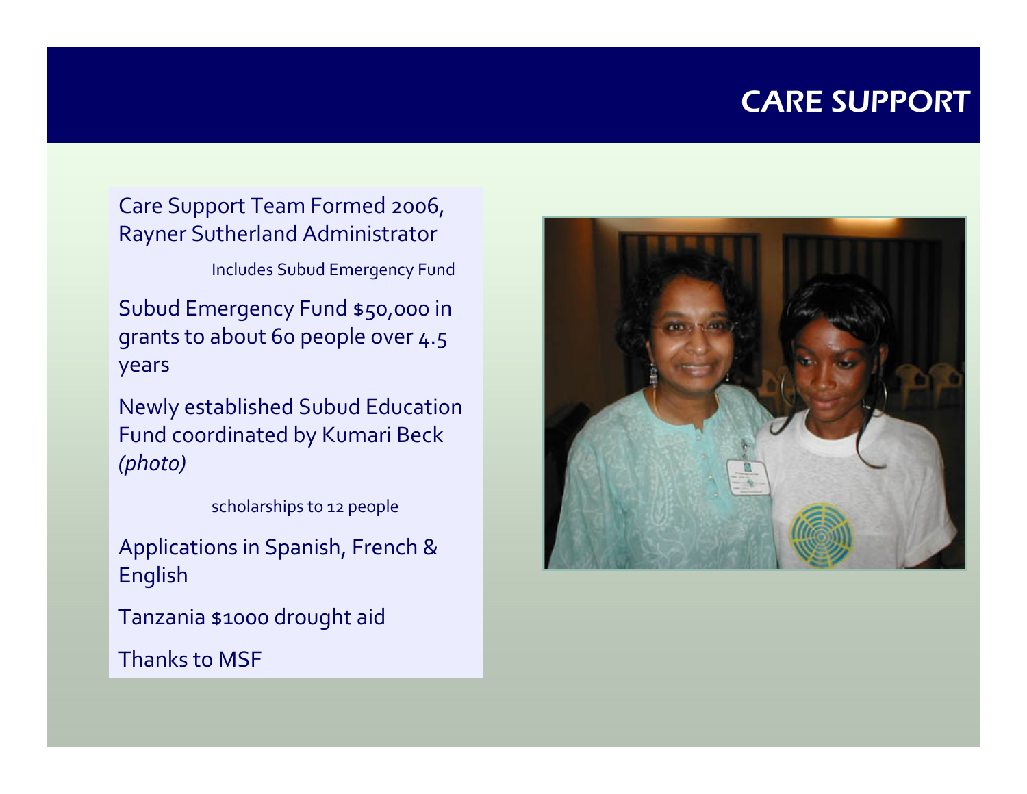# CARE SUPPORT

Care Support Team Formed 2006, Rayner Sutherland Administrator

Includes Subud Emergency Fund

Subud Emergency Fund $50,000 in grants to about 60 people over 4.5 years

Newly established Subud Education Fund coordinated by Kumari Beck *(photo)*

scholarships to 12 people

Applications in Spanish, French & English

Tanzania $1000 drought aid

Thanks to MSF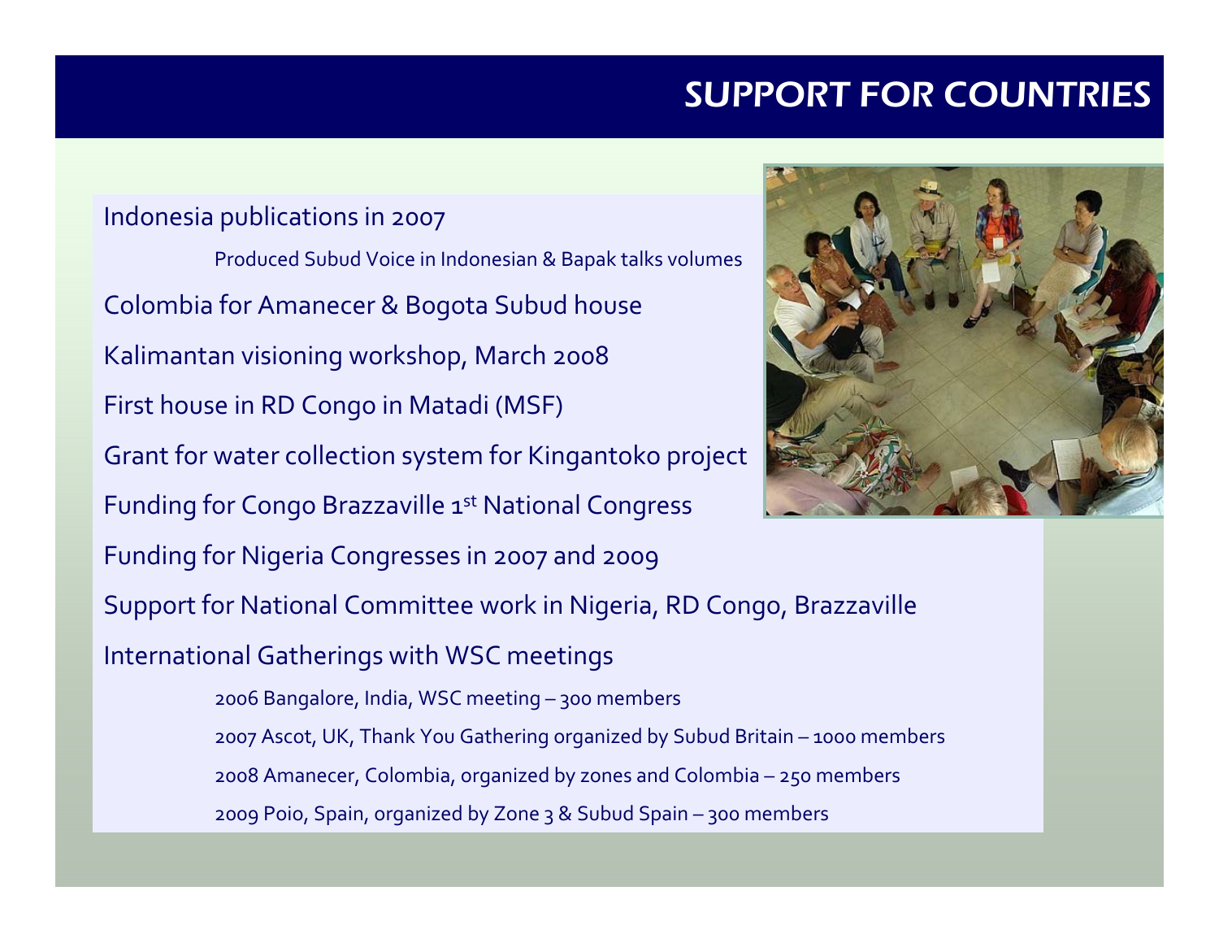# SUPPORT FOR COUNTRIES

Indonesia publications in 2007

- Produced Subud Voice in Indonesian & Bapak talks volumes

Colombia for Amanecer & Bogota Subud house

Kalimantan visioning workshop, March 2008

First house in RD Congo in Matadi (MSF)

Grant for water collection system for Kingantoko project

Funding for Congo Brazzaville 1st National Congress

Funding for Nigeria Congresses in 2007 and 2009

Support for National Committee work in Nigeria, RD Congo, Brazzaville

International Gatherings with WSC meetings

- 2006 Bangalore, India, WSC meeting – 300 members
- 2007 Ascot, UK, Thank You Gathering organized by Subud Britain – 1000 members
- 2008 Amanecer, Colombia, organized by zones and Colombia – 250 members
- 2009 Poio, Spain, organized by Zone 3 & Subud Spain – 300 members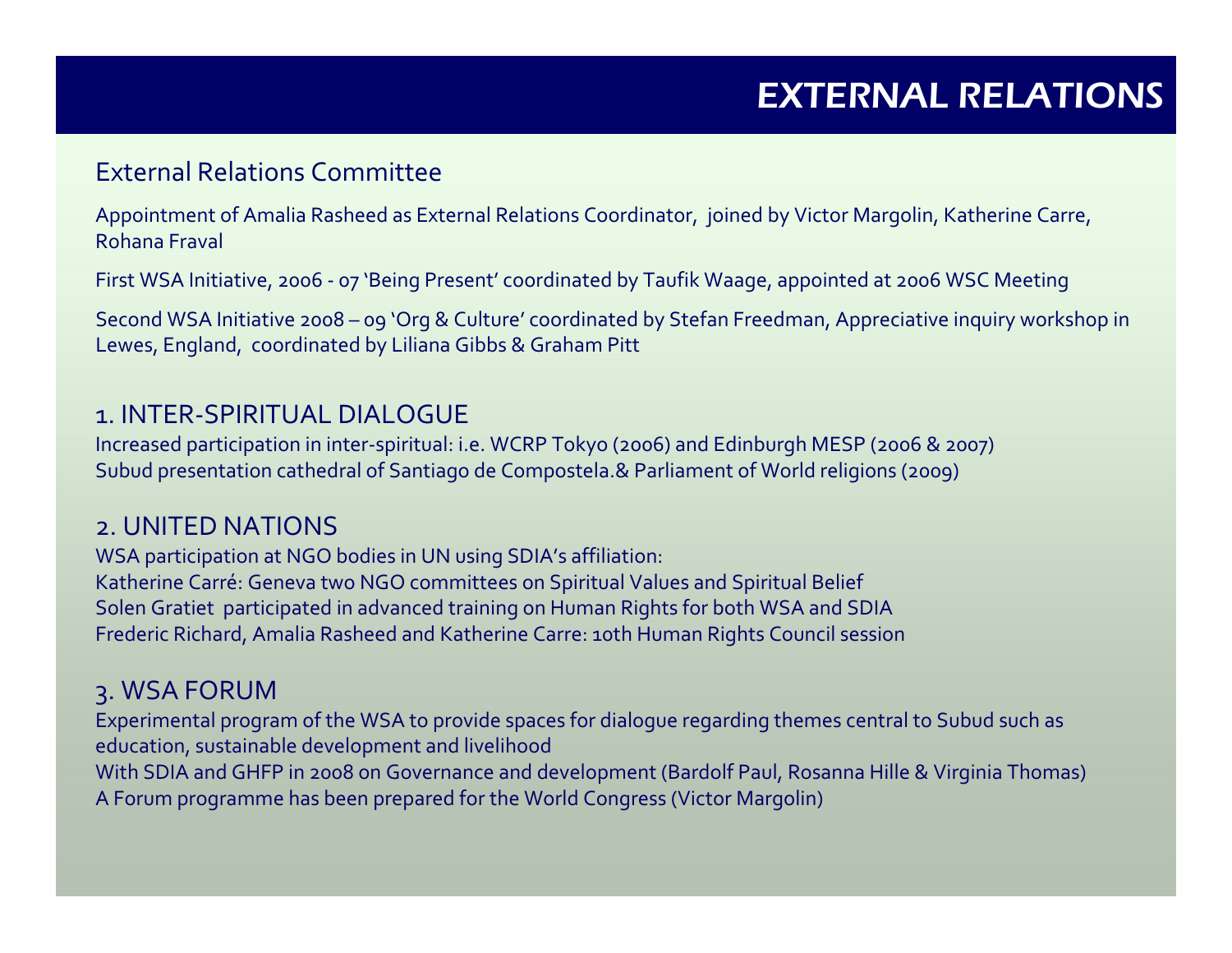# EXTERNAL RELATIONS

## External Relations Committee

Appointment of Amalia Rasheed as External Relations Coordinator, joined by Victor Margolin, Katherine Carre, Rohana Fraval

First WSA Initiative, 2006 - 07 'Being Present' coordinated by Taufik Waage, appointed at 2006 WSC Meeting

Second WSA Initiative 2008 – 09 'Org & Culture' coordinated by Stefan Freedman, Appreciative inquiry workshop in Lewes, England, coordinated by Liliana Gibbs & Graham Pitt

## 1. INTER-SPIRITUAL DIALOGUE

Increased participation in inter-spiritual: i.e. WCRP Tokyo (2006) and Edinburgh MESP (2006 & 2007)
Subud presentation cathedral of Santiago de Compostela.& Parliament of World religions (2009)

## 2. UNITED NATIONS

WSA participation at NGO bodies in UN using SDIA's affiliation:
Katherine Carré: Geneva two NGO committees on Spiritual Values and Spiritual Belief
Solen Gratiet participated in advanced training on Human Rights for both WSA and SDIA
Frederic Richard, Amalia Rasheed and Katherine Carre: 10th Human Rights Council session

## 3. WSA FORUM

Experimental program of the WSA to provide spaces for dialogue regarding themes central to Subud such as education, sustainable development and livelihood
With SDIA and GHFP in 2008 on Governance and development (Bardolf Paul, Rosanna Hille & Virginia Thomas)
A Forum programme has been prepared for the World Congress (Victor Margolin)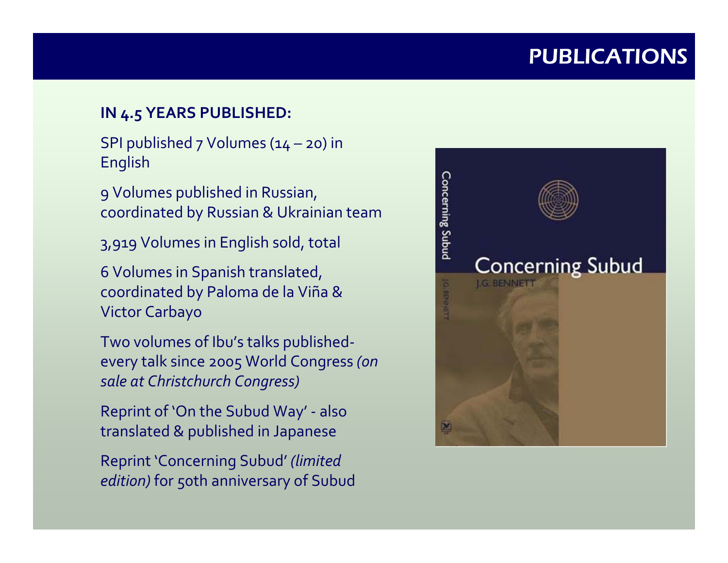# PUBLICATIONS

**IN 4.5 YEARS PUBLISHED:**

SPI published 7 Volumes (14 – 20) in English

9 Volumes published in Russian, coordinated by Russian & Ukrainian team

3,919 Volumes in English sold, total

6 Volumes in Spanish translated, coordinated by Paloma de la Viña & Victor Carbayo

Two volumes of Ibu's talks published- every talk since 2005 World Congress *(on sale at Christchurch Congress)*

Reprint of 'On the Subud Way' - also translated & published in Japanese

Reprint 'Concerning Subud' *(limited edition)* for 50th anniversary of Subud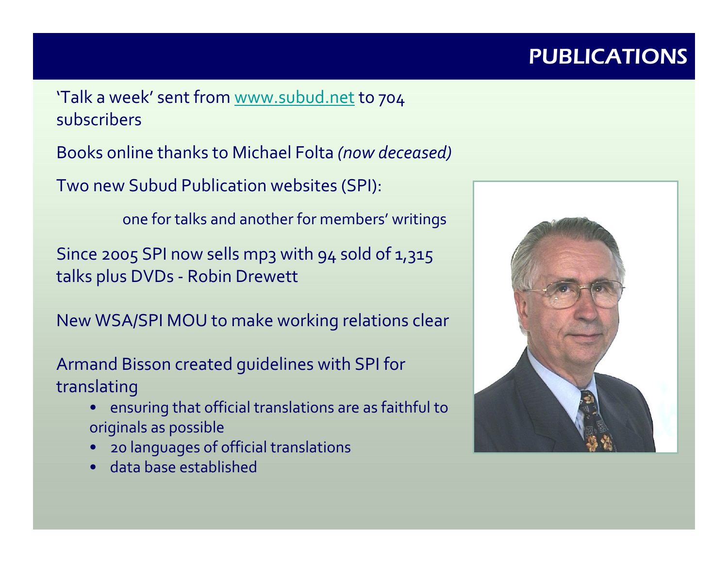# PUBLICATIONS

'Talk a week' sent from www.subud.net to 704 subscribers

Books online thanks to Michael Folta *(now deceased)*

Two new Subud Publication websites (SPI):

one for talks and another for members' writings

Since 2005 SPI now sells mp3 with 94 sold of 1,315 talks plus DVDs - Robin Drewett

New WSA/SPI MOU to make working relations clear

Armand Bisson created guidelines with SPI for translating

- ensuring that official translations are as faithful to originals as possible
- 20 languages of official translations
- data base established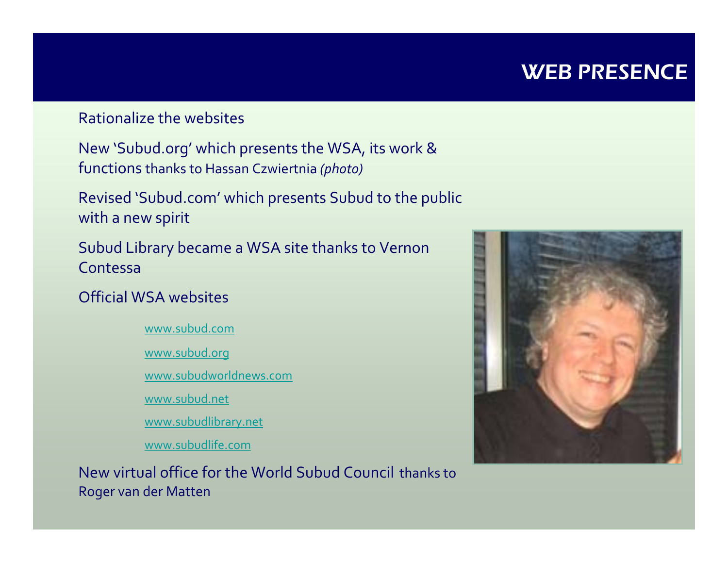# WEB PRESENCE

Rationalize the websites

New 'Subud.org' which presents the WSA, its work & functions thanks to Hassan Czwiertnia *(photo)*

Revised 'Subud.com' which presents Subud to the public with a new spirit

Subud Library became a WSA site thanks to Vernon Contessa

Official WSA websites

- www.subud.com
- www.subud.org
- www.subudworldnews.com
- www.subud.net
- www.subudlibrary.net
- www.subudlife.com

New virtual office for the World Subud Council thanks to Roger van der Matten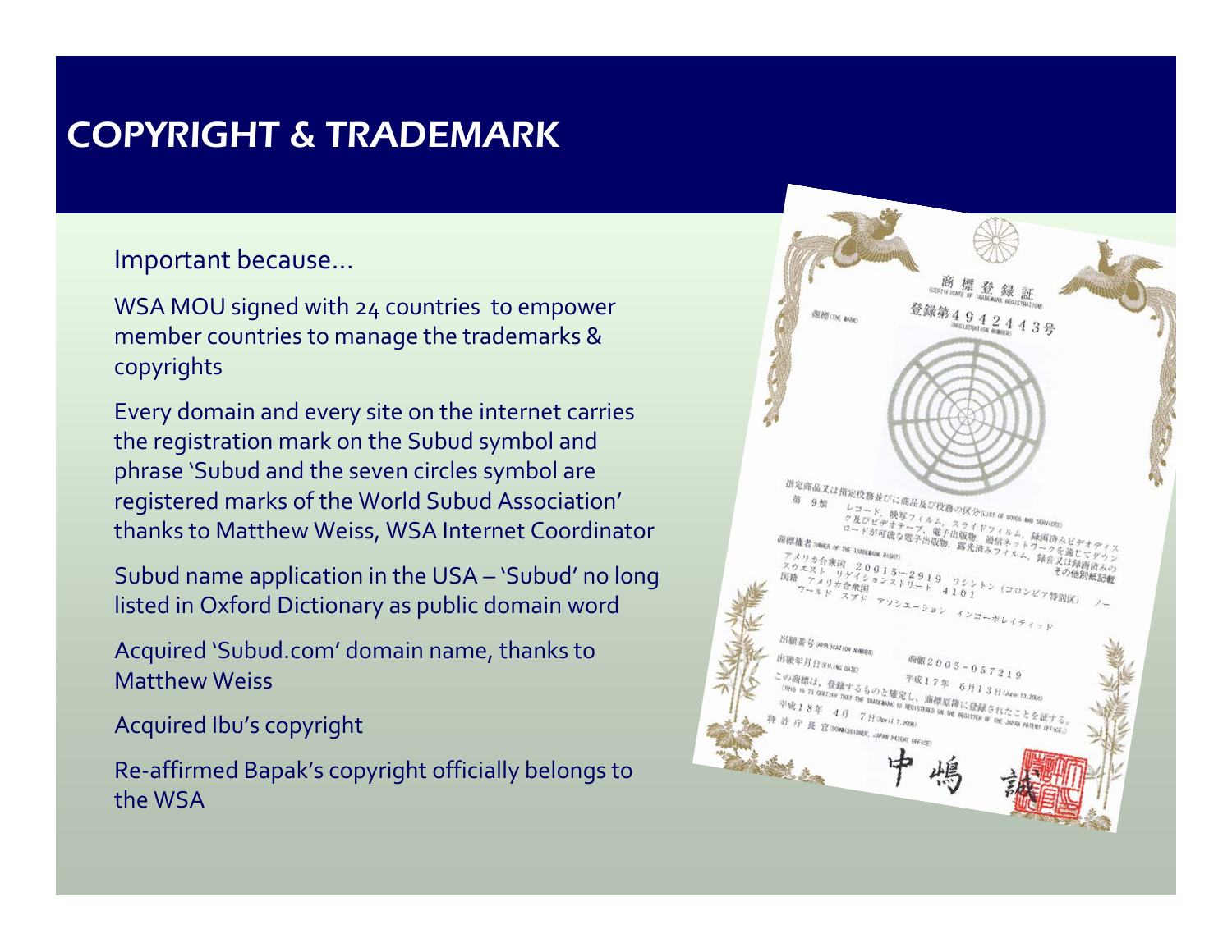# COPYRIGHT & TRADEMARK

Important because…

WSA MOU signed with 24 countries to empower member countries to manage the trademarks & copyrights

Every domain and every site on the internet carries the registration mark on the Subud symbol and phrase 'Subud and the seven circles symbol are registered marks of the World Subud Association' thanks to Matthew Weiss, WSA Internet Coordinator

Subud name application in the USA – 'Subud' no long listed in Oxford Dictionary as public domain word

Acquired 'Subud.com' domain name, thanks to Matthew Weiss

Acquired Ibu's copyright

Re-affirmed Bapak's copyright officially belongs to the WSA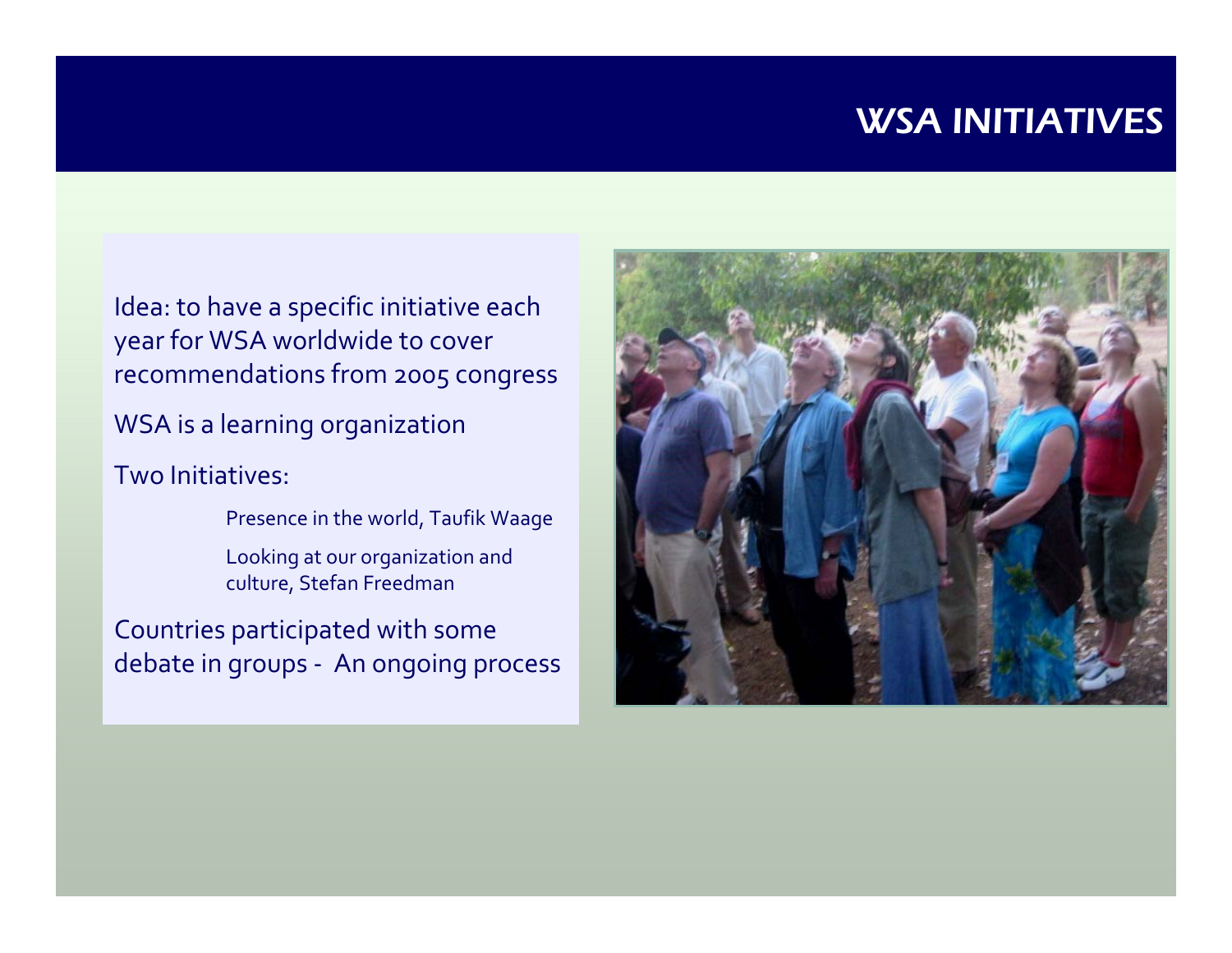# WSA INITIATIVES

Idea: to have a specific initiative each year for WSA worldwide to cover recommendations from 2005 congress

WSA is a learning organization

Two Initiatives:

- Presence in the world, Taufik Waage
- Looking at our organization and culture, Stefan Freedman

Countries participated with some debate in groups - An ongoing process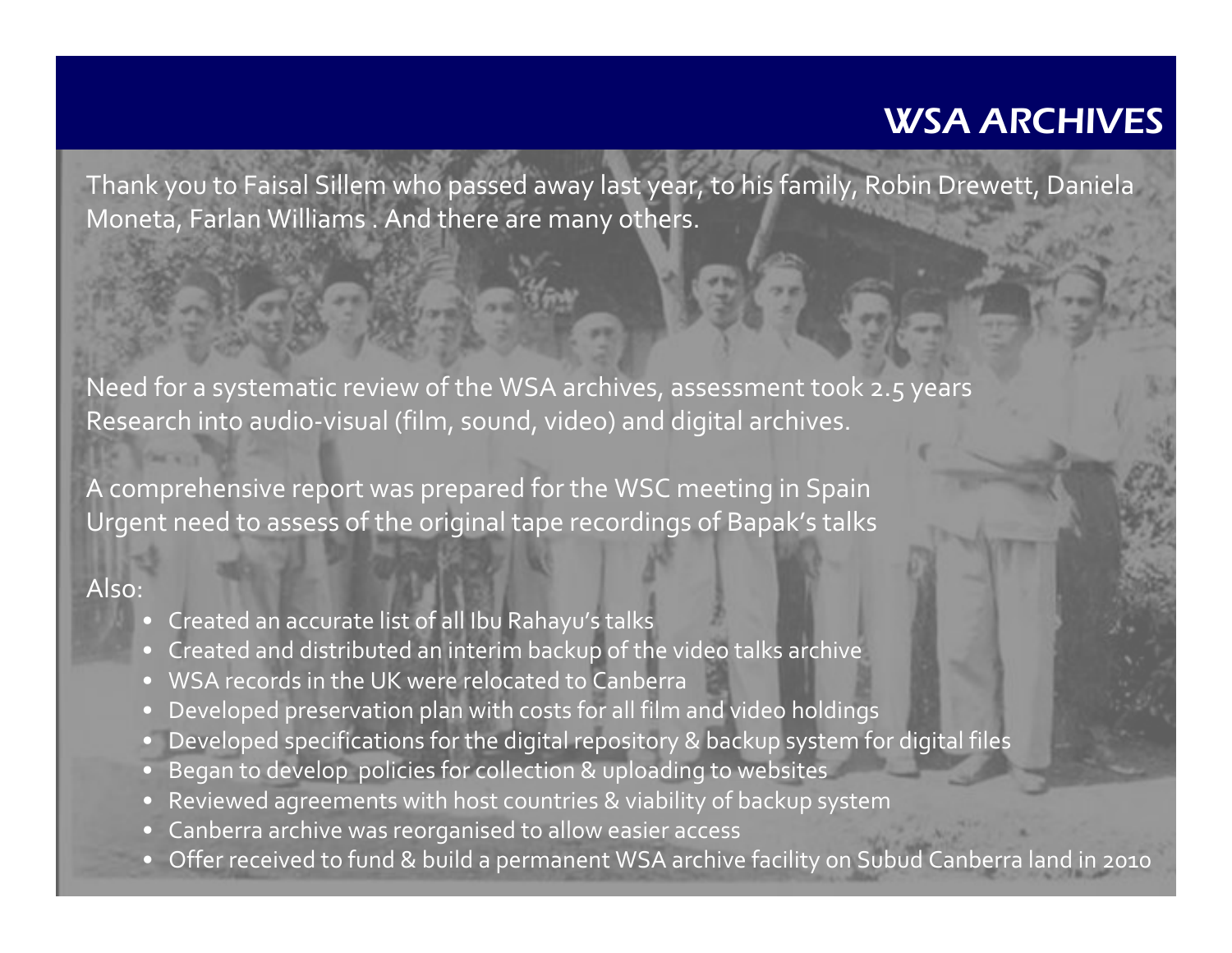# WSA ARCHIVES

Thank you to Faisal Sillem who passed away last year, to his family, Robin Drewett, Daniela Moneta, Farlan Williams . And there are many others.

Need for a systematic review of the WSA archives, assessment took 2.5 years
Research into audio-visual (film, sound, video) and digital archives.

A comprehensive report was prepared for the WSC meeting in Spain
Urgent need to assess of the original tape recordings of Bapak's talks

Also:

- Created an accurate list of all Ibu Rahayu's talks
- Created and distributed an interim backup of the video talks archive
- WSA records in the UK were relocated to Canberra
- Developed preservation plan with costs for all film and video holdings
- Developed specifications for the digital repository & backup system for digital files
- Began to develop policies for collection & uploading to websites
- Reviewed agreements with host countries & viability of backup system
- Canberra archive was reorganised to allow easier access
- Offer received to fund & build a permanent WSA archive facility on Subud Canberra land in 2010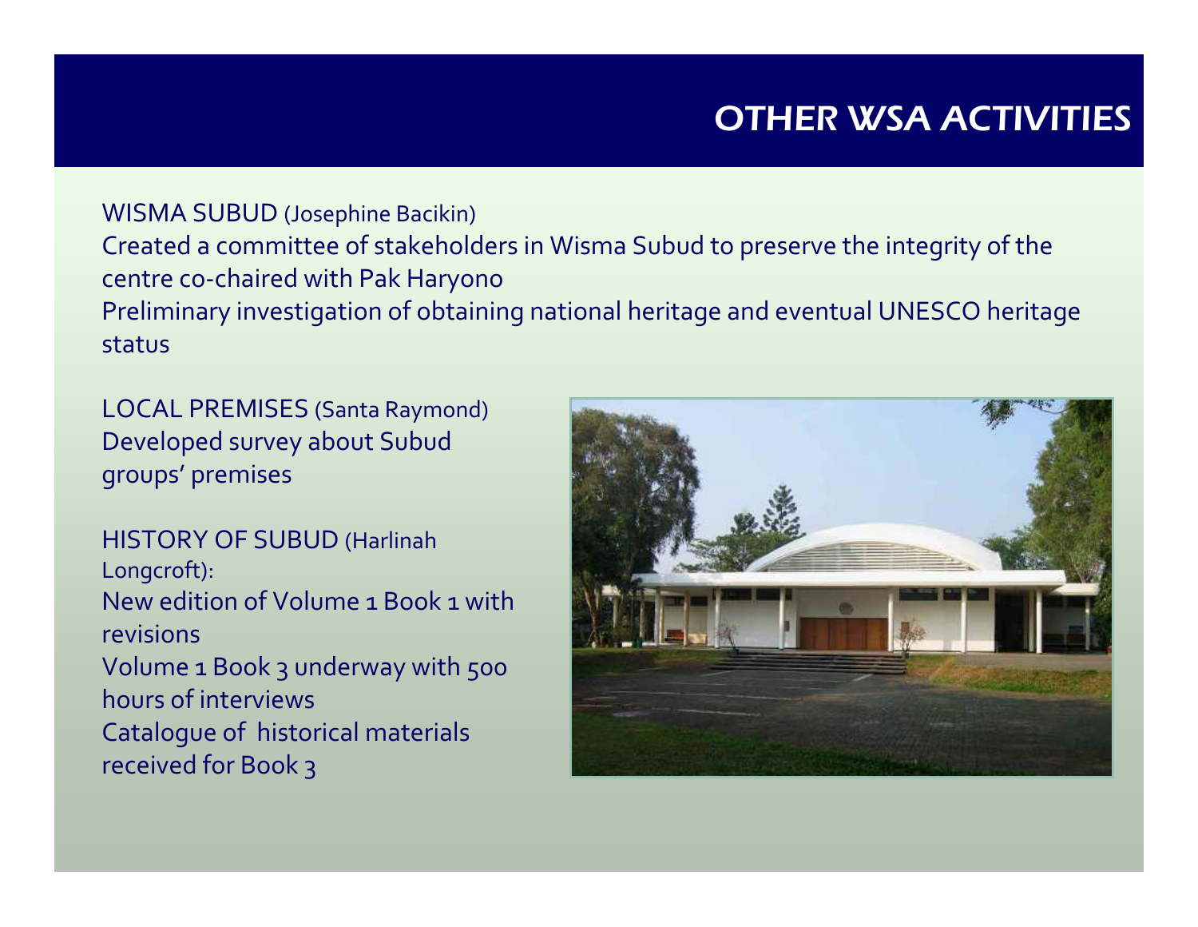# OTHER WSA ACTIVITIES

WISMA SUBUD (Josephine Bacikin)

Created a committee of stakeholders in Wisma Subud to preserve the integrity of the centre co-chaired with Pak Haryono

Preliminary investigation of obtaining national heritage and eventual UNESCO heritage status

LOCAL PREMISES (Santa Raymond)

Developed survey about Subud groups' premises

HISTORY OF SUBUD (Harlinah Longcroft):

New edition of Volume 1 Book 1 with revisions

Volume 1 Book 3 underway with 500 hours of interviews

Catalogue of historical materials received for Book 3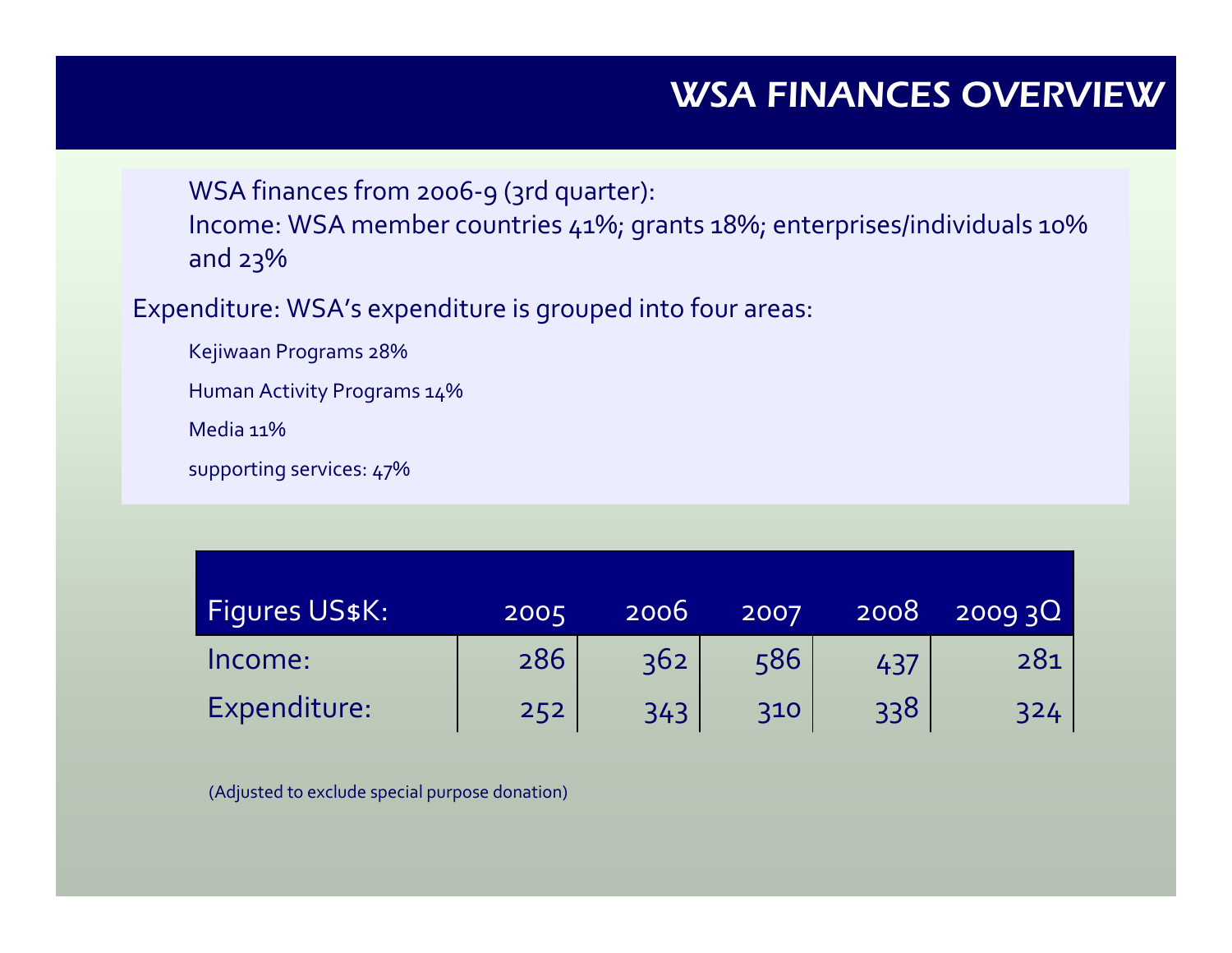# WSA FINANCES OVERVIEW

WSA finances from 2006-9 (3rd quarter):

Income: WSA member countries 41%; grants 18%; enterprises/individuals 10% and 23%

Expenditure: WSA's expenditure is grouped into four areas:

- Kejiwaan Programs 28%
- Human Activity Programs 14%
- Media 11%
- supporting services: 47%

| Figures US$K: | 2005 | 2006 | 2007 | 2008 | 2009 3Q |
|---|---|---|---|---|---|
| Income: | 286 | 362 | 586 | 437 | 281 |
| Expenditure: | 252 | 343 | 310 | 338 | 324 |

(Adjusted to exclude special purpose donation)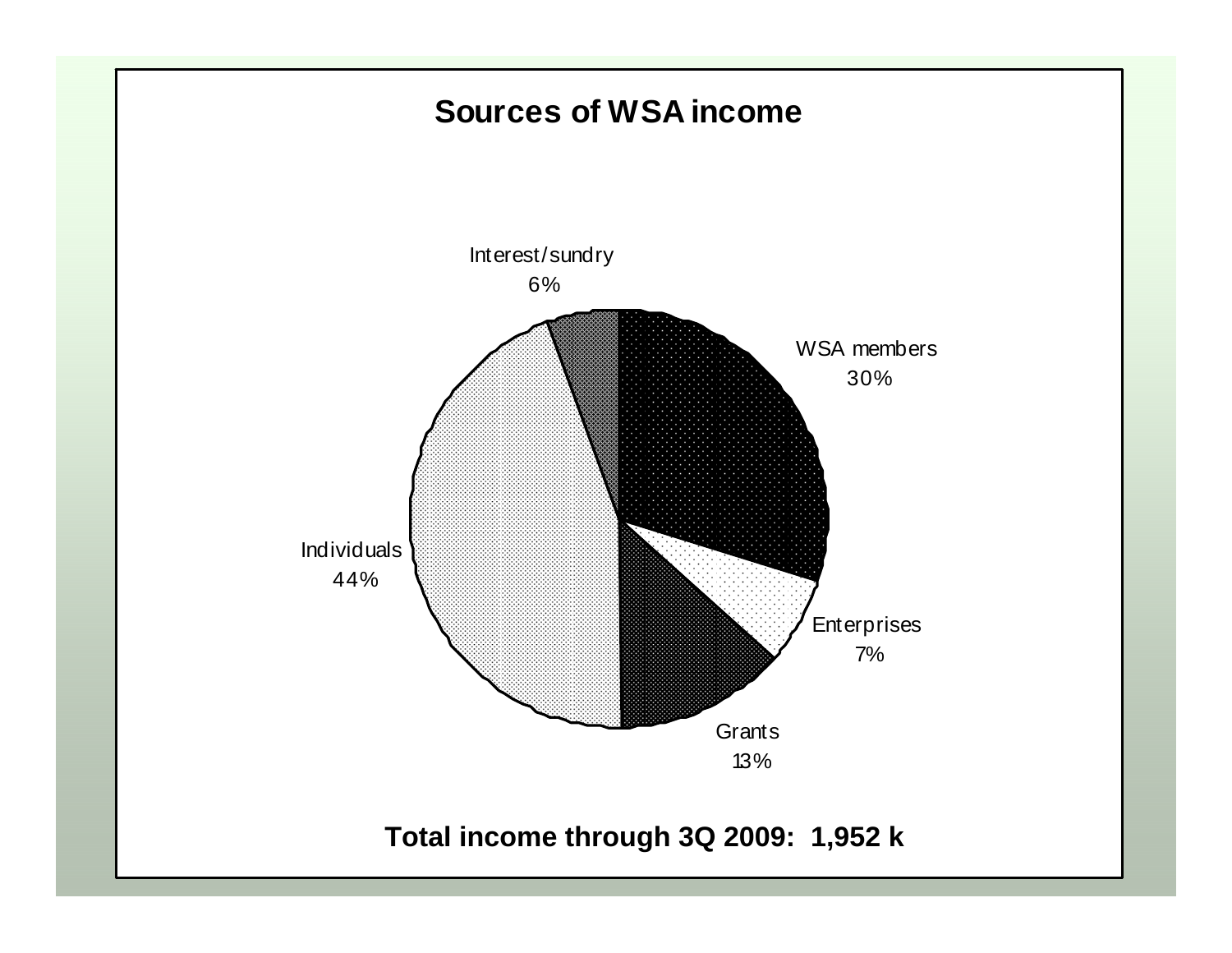# Sources of WSA income

Interest/sundry 6%

WSA members 30%

Enterprises 7%

Grants 13%

Individuals 44%

**Total income through 3Q 2009: 1,952 k**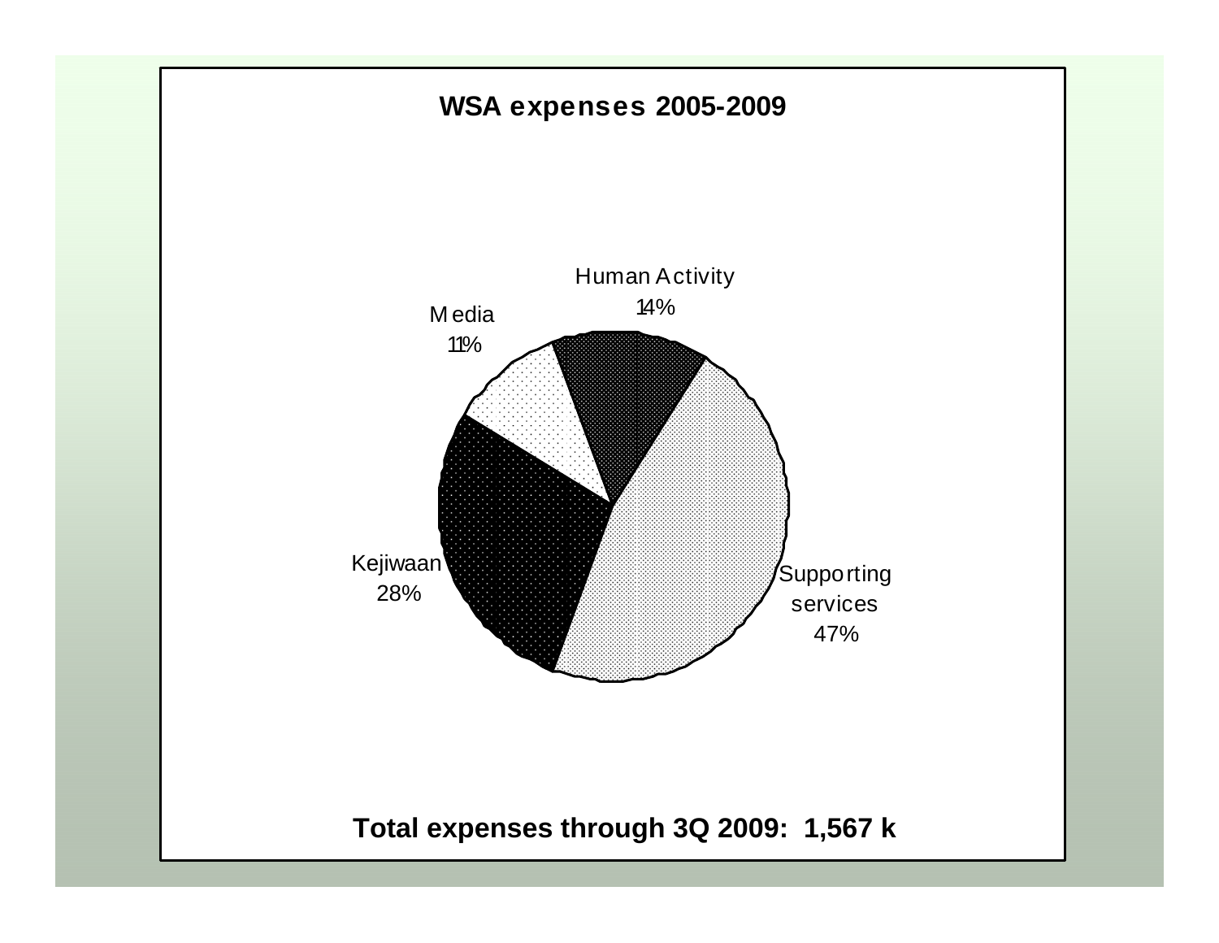## WSA expenses 2005-2009

Human Activity 14%

Media 11%

Kejiwaan 28%

Supporting services 47%

**Total expenses through 3Q 2009: 1,567 k**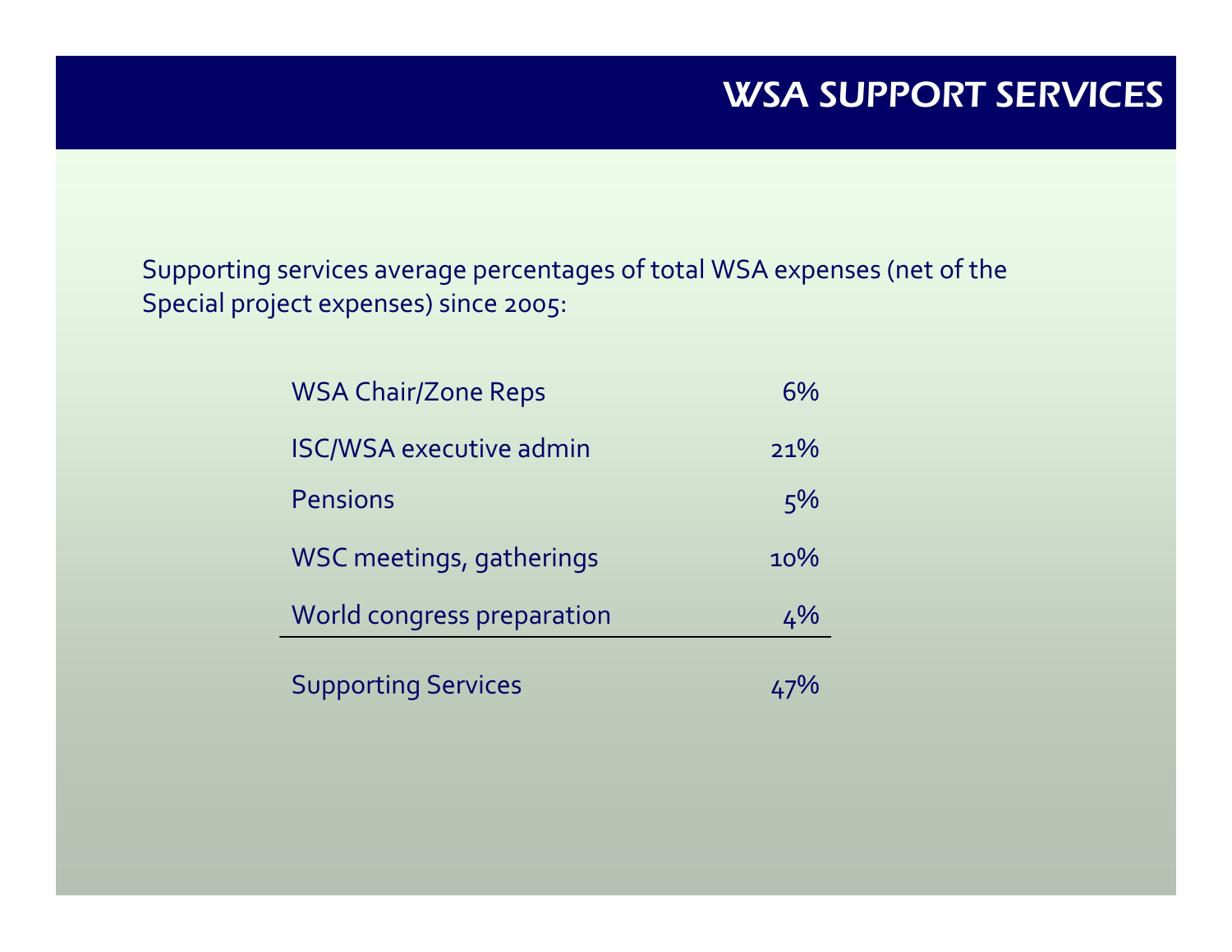# WSA SUPPORT SERVICES

Supporting services average percentages of total WSA expenses (net of the Special project expenses) since 2005:

| | |
|---|---|
| WSA Chair/Zone Reps | 6% |
| ISC/WSA executive admin | 21% |
| Pensions | 5% |
| WSC meetings, gatherings | 10% |
| World congress preparation | 4% |
| Supporting Services | 47% |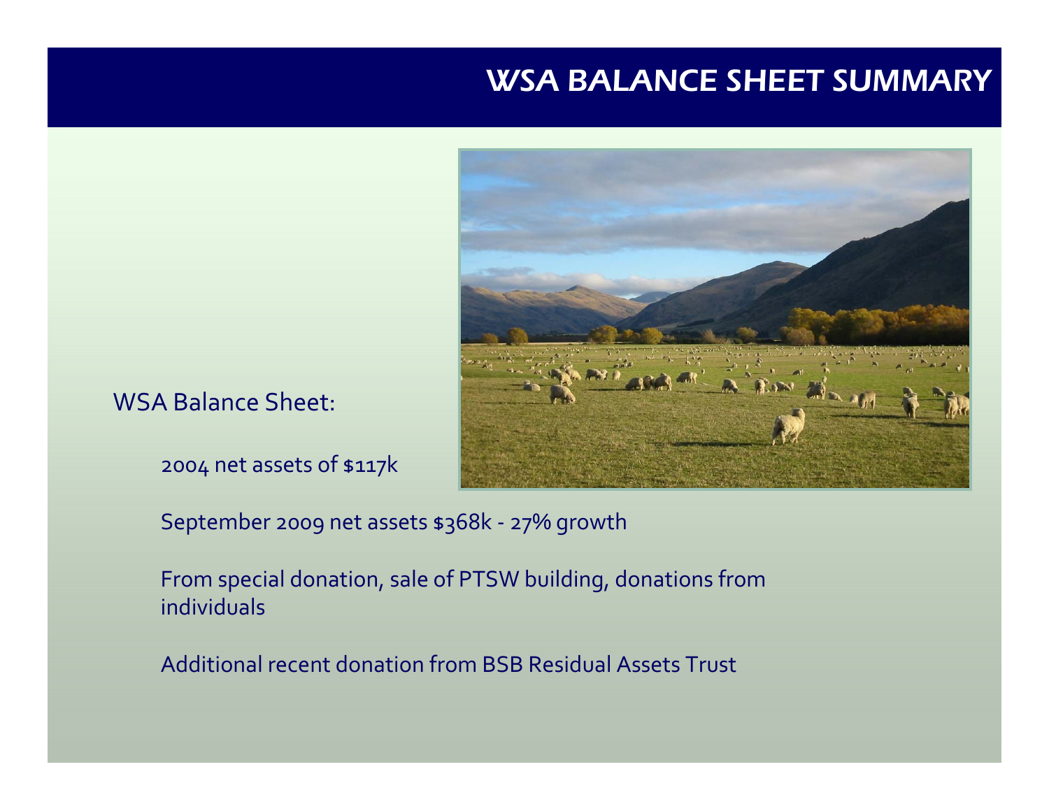# WSA BALANCE SHEET SUMMARY

WSA Balance Sheet:

2004 net assets of $117k

September 2009 net assets $368k - 27% growth

From special donation, sale of PTSW building, donations from individuals

Additional recent donation from BSB Residual Assets Trust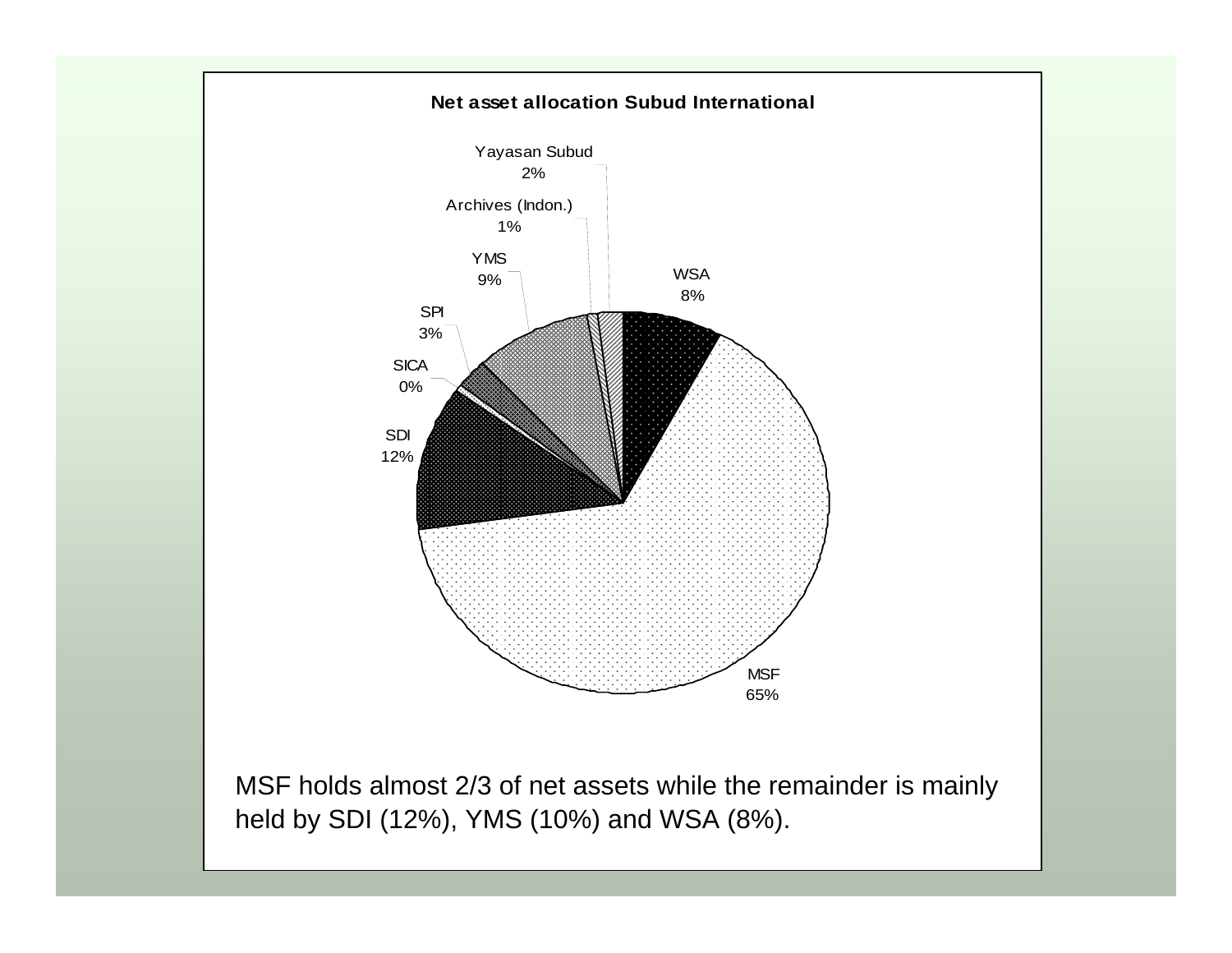**Net asset allocation Subud International**

| Entity | Share |
|---|---|
| Yayasan Subud | 2% |
| Archives (Indon.) | 1% |
| YMS | 9% |
| WSA | 8% |
| SPI | 3% |
| SICA | 0% |
| SDI | 12% |
| MSF | 65% |

MSF holds almost 2/3 of net assets while the remainder is mainly held by SDI (12%), YMS (10%) and WSA (8%).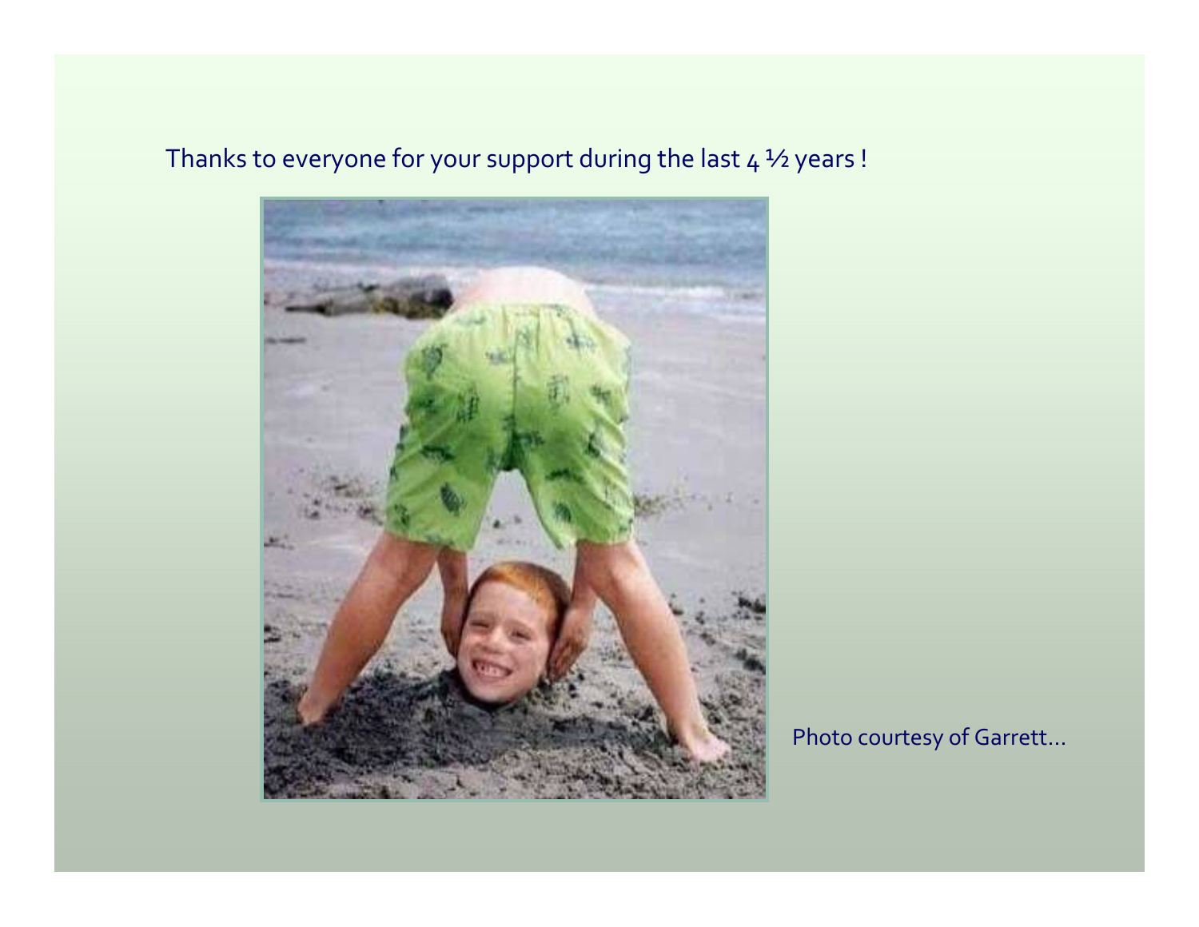Thanks to everyone for your support during the last 4 ½ years !

Photo courtesy of Garrett…